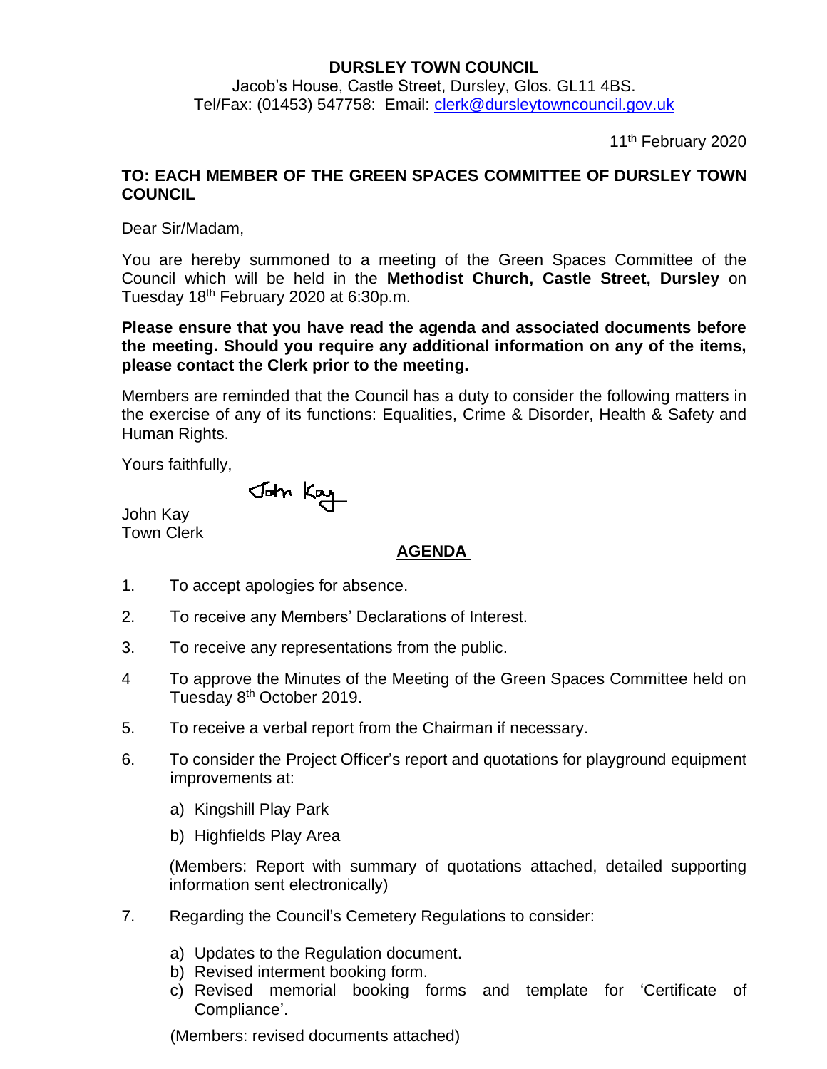**DURSLEY TOWN COUNCIL**

Jacob's House, Castle Street, Dursley, Glos. GL11 4BS.
Tel/Fax: (01453) 547758: Email: clerk@dursleytowncouncil.gov.uk

11th February 2020

**TO: EACH MEMBER OF THE GREEN SPACES COMMITTEE OF DURSLEY TOWN COUNCIL**

Dear Sir/Madam,

You are hereby summoned to a meeting of the Green Spaces Committee of the Council which will be held in the **Methodist Church, Castle Street, Dursley** on Tuesday 18th February 2020 at 6:30p.m.

**Please ensure that you have read the agenda and associated documents before the meeting. Should you require any additional information on any of the items, please contact the Clerk prior to the meeting.**

Members are reminded that the Council has a duty to consider the following matters in the exercise of any of its functions: Equalities, Crime & Disorder, Health & Safety and Human Rights.

Yours faithfully,

John Kay
Town Clerk

## AGENDA

1. To accept apologies for absence.
2. To receive any Members' Declarations of Interest.
3. To receive any representations from the public.
4. To approve the Minutes of the Meeting of the Green Spaces Committee held on Tuesday 8th October 2019.
5. To receive a verbal report from the Chairman if necessary.
6. To consider the Project Officer's report and quotations for playground equipment improvements at:
   a) Kingshill Play Park
   b) Highfields Play Area

   (Members: Report with summary of quotations attached, detailed supporting information sent electronically)
7. Regarding the Council's Cemetery Regulations to consider:
   a) Updates to the Regulation document.
   b) Revised interment booking form.
   c) Revised memorial booking forms and template for 'Certificate of Compliance'.

   (Members: revised documents attached)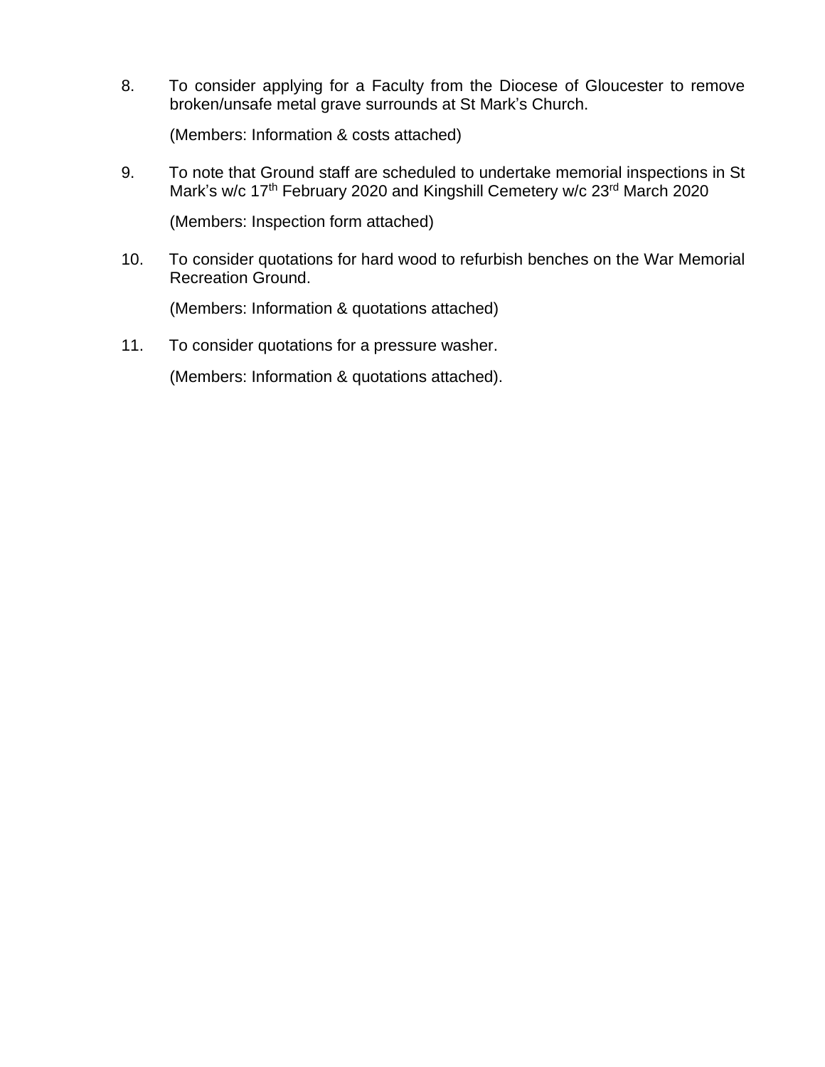8. To consider applying for a Faculty from the Diocese of Gloucester to remove broken/unsafe metal grave surrounds at St Mark's Church.

   (Members: Information & costs attached)

9. To note that Ground staff are scheduled to undertake memorial inspections in St Mark's w/c 17th February 2020 and Kingshill Cemetery w/c 23rd March 2020

   (Members: Inspection form attached)

10. To consider quotations for hard wood to refurbish benches on the War Memorial Recreation Ground.

    (Members: Information & quotations attached)

11. To consider quotations for a pressure washer.

    (Members: Information & quotations attached).